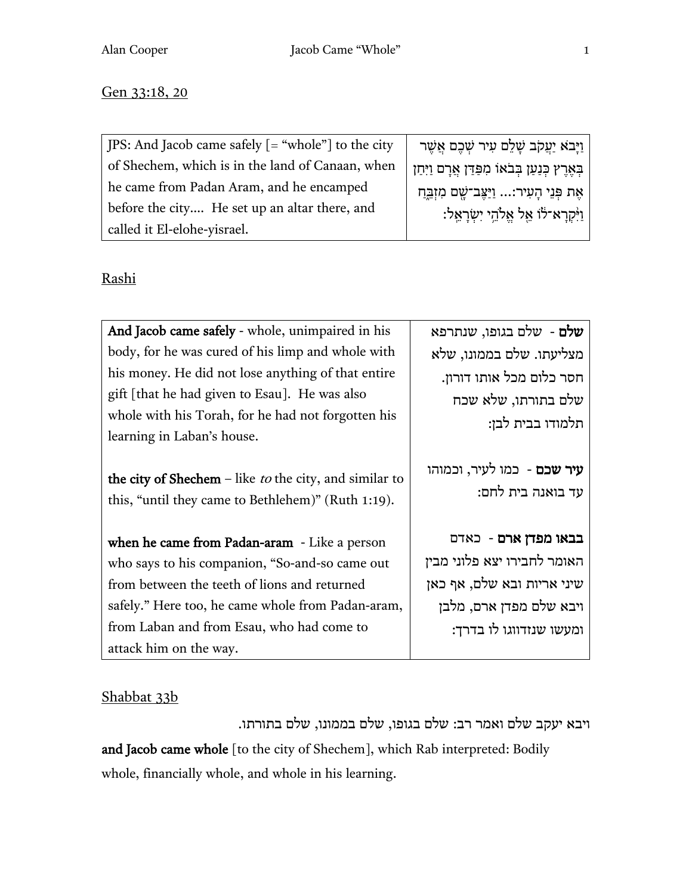Gen 33:18, 20

| | |
|---|---|
| JPS: And Jacob came safely [= "whole"] to the city of Shechem, which is in the land of Canaan, when he came from Padan Aram, and he encamped before the city.... He set up an altar there, and called it El-elohe-yisrael. | וַיָּבֹא יַעֲקֹב שָׁלֵם עִיר שְׁכֶם אֲשֶׁר בְּאֶרֶץ כְּנַעַן בְּבֹאוֹ מִפַּדַּן אֲרָם וַיִּחַן אֶת פְּנֵי הָעִיר:... וַיַּצֶּב־שָׁם מִזְבֵּחַ וַיִּקְרָא־לוֹ אֵל אֱלֹהֵי יִשְׂרָאֵל: |

Rashi

| | |
|---|---|
| **And Jacob came safely** - whole, unimpaired in his body, for he was cured of his limp and whole with his money. He did not lose anything of that entire gift [that he had given to Esau]. He was also whole with his Torah, for he had not forgotten his learning in Laban's house. | **שלם** - שלם בגופו, שנתרפא מצליעתו. שלם בממונו, שלא חסר כלום מכל אותו דורון. שלם בתורתו, שלא שכח תלמודו בבית לבן: |
| **the city of Shechem** – like *to* the city, and similar to this, "until they came to Bethlehem)" (Ruth 1:19). | **עיר שכם** - כמו לעיר, וכמוהו עד בואנה בית לחם: |
| **when he came from Padan-aram** - Like a person who says to his companion, "So-and-so came out from between the teeth of lions and returned safely." Here too, he came whole from Padan-aram, from Laban and from Esau, who had come to attack him on the way. | **בבאו מפדן ארם** - כאדם האומר לחבירו יצא פלוני מבין שיני אריות ובא שלם, אף כאן ויבא שלם מפדן ארם, מלבן ומעשו שנזדווגו לו בדרך: |

Shabbat 33b

ויבא יעקב שלם ואמר רב: שלם בגופו, שלם בממונו, שלם בתורתו.

**and Jacob came whole** [to the city of Shechem], which Rab interpreted: Bodily whole, financially whole, and whole in his learning.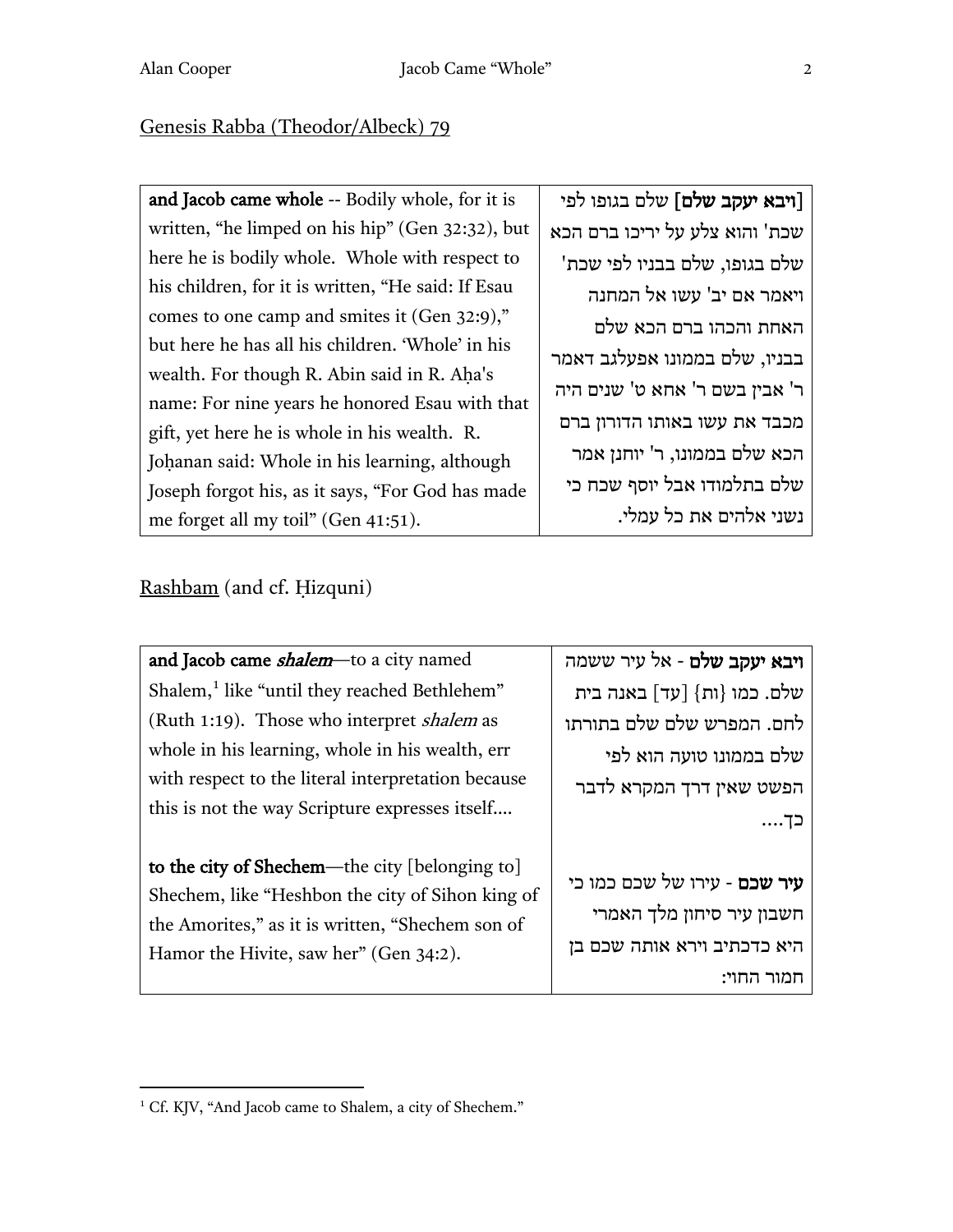Genesis Rabba (Theodor/Albeck) 79

| | |
|---|---|
| **and Jacob came whole** -- Bodily whole, for it is written, "he limped on his hip" (Gen 32:32), but here he is bodily whole. Whole with respect to his children, for it is written, "He said: If Esau comes to one camp and smites it (Gen 32:9)," but here he has all his children. 'Whole' in his wealth. For though R. Abin said in R. Aḥa's name: For nine years he honored Esau with that gift, yet here he is whole in his wealth. R. Joḥanan said: Whole in his learning, although Joseph forgot his, as it says, "For God has made me forget all my toil" (Gen 41:51). | [**ויבא יעקב שלם**] שלם בגופו לפי שכת' והוא צלע על יריכו ברם הכא שלם בגופו, שלם בבניו לפי שכת' ויאמר אם יב' עשו אל המחנה האחת והכהו ברם הכא שלם בבניו, שלם בממונו אפעלגב דאמר ר' אבין בשם ר' אחא ט' שנים היה מכבד את עשו באותו הדורון ברם הכא שלם בממונו, ר' יוחנן אמר שלם בתלמודו אבל יוסף שכח כי נשני אלהים את כל עמלי. |

Rashbam (and cf. Ḥizquni)

| | |
|---|---|
| **and Jacob came** ***shalem***—to a city named Shalem,[1] like "until they reached Bethlehem" (Ruth 1:19). Those who interpret *shalem* as whole in his learning, whole in his wealth, err with respect to the literal interpretation because this is not the way Scripture expresses itself.... | **ויבא יעקב שלם** - אל עיר ששמה שלם. כמו {ות} [עד] באנה בית לחם. המפרש שלם בתורתו שלם בממונו טועה הוא לפי הפשט שאין דרך המקרא לדבר כך.... |
| **to the city of Shechem**—the city [belonging to] Shechem, like "Heshbon the city of Sihon king of the Amorites," as it is written, "Shechem son of Hamor the Hivite, saw her" (Gen 34:2). | **עיר שכם** - עירו של שכם כמו כי חשבון עיר סיחון מלך האמרי היא כדכתיב וירא אותה שכם בן חמור החוי: |

[1] Cf. KJV, "And Jacob came to Shalem, a city of Shechem."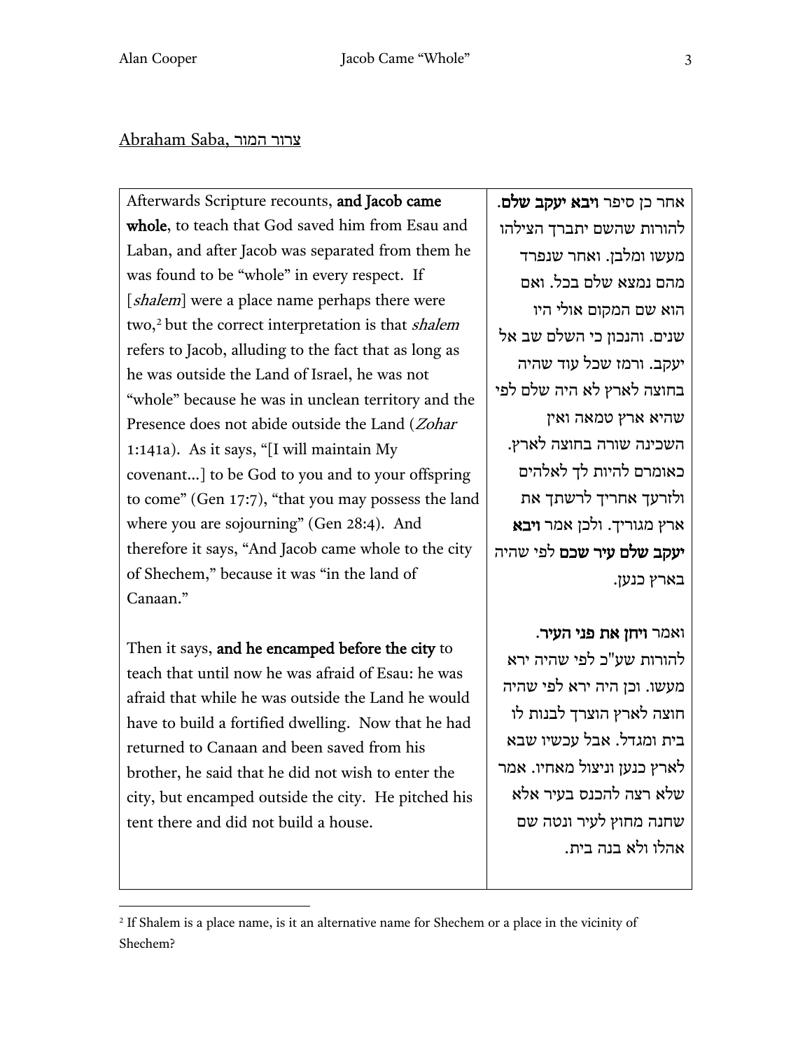Abraham Saba, צרור המור

| Afterwards Scripture recounts, **and Jacob came whole**, to teach that God saved him from Esau and Laban, and after Jacob was separated from them he was found to be "whole" in every respect. If [*shalem*] were a place name perhaps there were two,[2] but the correct interpretation is that *shalem* refers to Jacob, alluding to the fact that as long as he was outside the Land of Israel, he was not "whole" because he was in unclean territory and the Presence does not abide outside the Land (*Zohar* 1:141a). As it says, "[I will maintain My covenant…] to be God to you and to your offspring to come" (Gen 17:7), "that you may possess the land where you are sojourning" (Gen 28:4). And therefore it says, "And Jacob came whole to the city of Shechem," because it was "in the land of Canaan."<br><br>Then it says, **and he encamped before the city** to teach that until now he was afraid of Esau: he was afraid that while he was outside the Land he would have to build a fortified dwelling. Now that he had returned to Canaan and been saved from his brother, he said that he did not wish to enter the city, but encamped outside the city. He pitched his tent there and did not build a house. | אחר כן סיפר **ויבא יעקב שלם**. להורות שהשם יתברך הצילהו מעשו ומלבן. ואחר שנפרד מהם נמצא שלם בכל. ואם הוא שם המקום אולי היו שנים. והנכון כי השלם שב אל יעקב. ורמז שכל עוד שהיה בחוצה לארץ לא היה שלם לפי שהיא ארץ טמאה ואין השכינה שורה בחוצה לארץ. כאומרם להיות לך לאלהים ולזרעך אחריך לרשתך את ארץ מגוריך. ולכן אמר **ויבא יעקב שלם עיר שכם** לפי שהיה בארץ כנען.<br><br>ואמר **ויחן את פני העיר**. להורות שע"כ לפי שהיה ירא מעשו. וכן היה ירא לפי שהיה חוצה לארץ הוצרך לבנות לו בית ומגדל. אבל עכשיו שבא לארץ כנען וניצול מאחיו. אמר שלא רצה להכנס בעיר אלא שחנה מחוץ לעיר ונטה שם אהלו ולא בנה בית. |
|---|---|

[2] If Shalem is a place name, is it an alternative name for Shechem or a place in the vicinity of Shechem?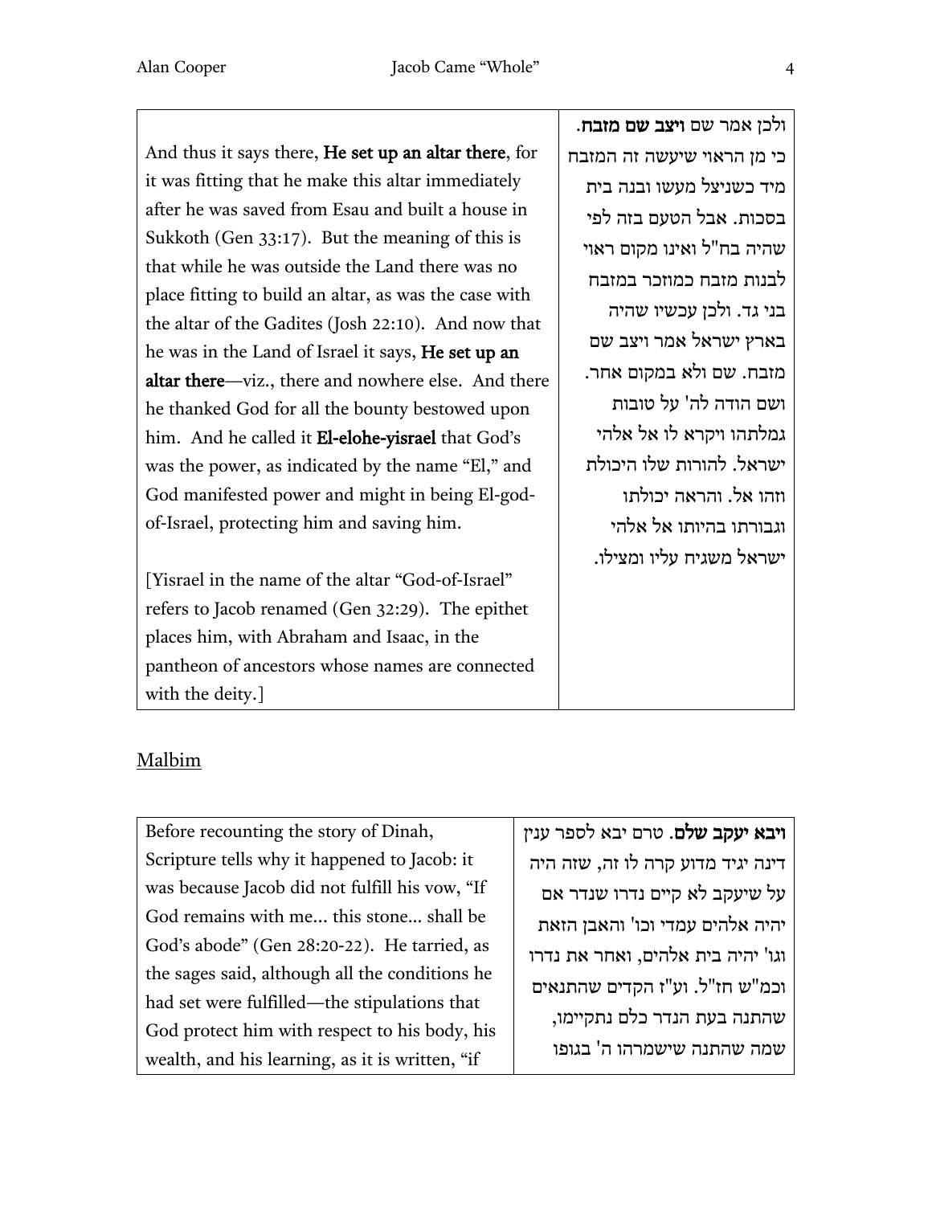| And thus it says there, **He set up an altar there**, for it was fitting that he make this altar immediately after he was saved from Esau and built a house in Sukkoth (Gen 33:17). But the meaning of this is that while he was outside the Land there was no place fitting to build an altar, as was the case with the altar of the Gadites (Josh 22:10). And now that he was in the Land of Israel it says, **He set up an altar there**—viz., there and nowhere else. And there he thanked God for all the bounty bestowed upon him. And he called it **El-elohe-yisrael** that God's was the power, as indicated by the name "El," and God manifested power and might in being El-god-of-Israel, protecting him and saving him.<br><br>[Yisrael in the name of the altar "God-of-Israel" refers to Jacob renamed (Gen 32:29). The epithet places him, with Abraham and Isaac, in the pantheon of ancestors whose names are connected with the deity.] | ולכן אמר שם **ויצב שם מזבח**. כי מן הראוי שיעשה זה המזבח מיד כשניצל מעשו ובנה בית בסכות. אבל הטעם בזה לפי שהיה בח"ל ואינו מקום ראוי לבנות מזבח כמוזכר במזבח בני גד. ולכן עכשיו שהיה בארץ ישראל אמר ויצב שם מזבח. שם ולא במקום אחר. ושם הודה לה' על טובות גמלתהו ויקרא לו אל אלהי ישראל. להורות שלו היכולת וזהו אל. והראה יכולתו וגבורתו בהיותו אל אלהי ישראל משגיח עליו ומצילו. |
|---|---|

## Malbim

| Before recounting the story of Dinah, Scripture tells why it happened to Jacob: it was because Jacob did not fulfill his vow, "If God remains with me... this stone... shall be God's abode" (Gen 28:20-22). He tarried, as the sages said, although all the conditions he had set were fulfilled—the stipulations that God protect him with respect to his body, his wealth, and his learning, as it is written, "if | **ויבא יעקב שלם**. טרם יבא לספר ענין דינה יגיד מדוע קרה לו זה, שזה היה על שיעקב לא קיים נדרו שנדר אם יהיה אלהים עמדי וכו' והאבן הזאת וגו' יהיה בית אלהים, ואחר את נדרו וכמ"ש חז"ל. וע"ז הקדים שהתנאים שהתנה בעת הנדר כלם נתקיימו, שמה שהתנה שישמרהו ה' בגופו |
|---|---|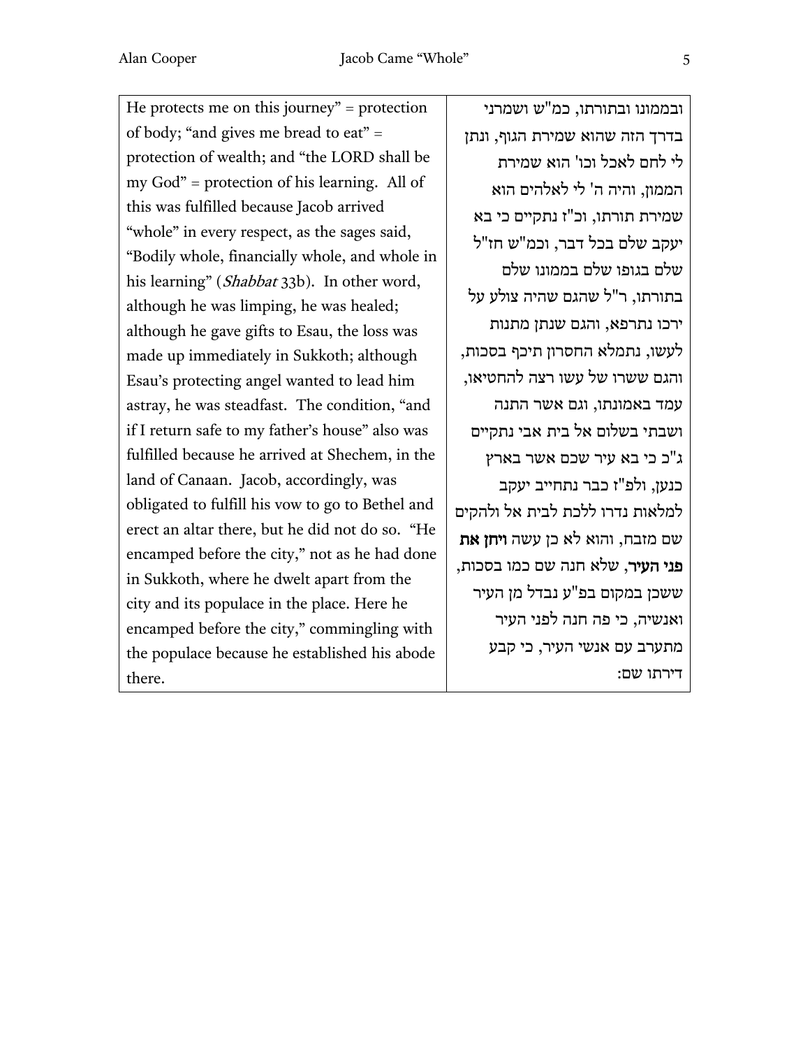| | |
|---|---|
| He protects me on this journey" = protection of body; "and gives me bread to eat" = protection of wealth; and "the LORD shall be my God" = protection of his learning. All of this was fulfilled because Jacob arrived "whole" in every respect, as the sages said, "Bodily whole, financially whole, and whole in his learning" (*Shabbat* 33b). In other word, although he was limping, he was healed; although he gave gifts to Esau, the loss was made up immediately in Sukkoth; although Esau's protecting angel wanted to lead him astray, he was steadfast. The condition, "and if I return safe to my father's house" also was fulfilled because he arrived at Shechem, in the land of Canaan. Jacob, accordingly, was obligated to fulfill his vow to go to Bethel and erect an altar there, but he did not do so. "He encamped before the city," not as he had done in Sukkoth, where he dwelt apart from the city and its populace in the place. Here he encamped before the city," commingling with the populace because he established his abode there. | ובממונו ובתורתו, כמ"ש ושמרני בדרך הזה שהוא שמירת הגוף, ונתן לי לחם לאכל וכו' הוא שמירת הממון, והיה ה' לי לאלהים הוא שמירת תורתו, וכ"ז נתקיים כי בא יעקב שלם בכל דבר, וכמ"ש חז"ל שלם בגופו שלם בממונו שלם בתורתו, ר"ל שהגם שהיה צולע על ירכו נתרפא, והגם שנתן מתנות לעשו, נתמלא החסרון תיכף בסכות, והגם ששרו של עשו רצה להחטיאו, עמד באמונתו, וגם אשר התנה ושבתי בשלום אל בית אבי נתקיים ג"כ כי בא עיר שכם אשר בארץ כנען, ולפ"ז כבר נתחייב יעקב למלאות נדרו ללכת לבית אל ולהקים שם מזבח, והוא לא כן עשה **ויחן את פני העיר**, שלא חנה שם כמו בסכות, ששכן במקום בפ"ע נבדל מן העיר ואנשיה, כי פה חנה לפני העיר מתערב עם אנשי העיר, כי קבע דירתו שם: |